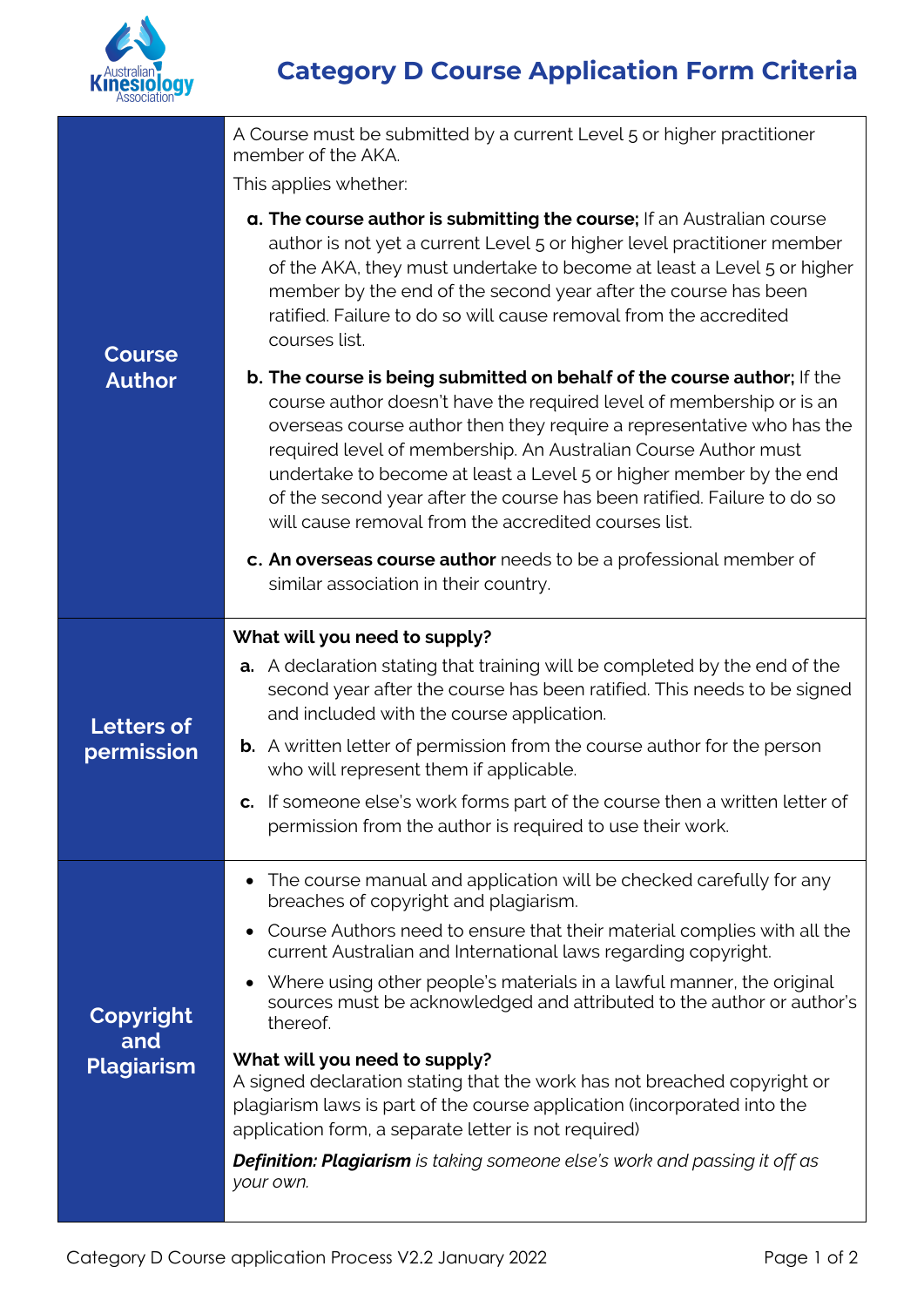# Category D Course Application Form Criteria

| | |
|---|---|
| **Course Author** | A Course must be submitted by a current Level 5 or higher practitioner member of the AKA.<br>This applies whether:<br>**a. The course author is submitting the course;** If an Australian course author is not yet a current Level 5 or higher level practitioner member of the AKA, they must undertake to become at least a Level 5 or higher member by the end of the second year after the course has been ratified. Failure to do so will cause removal from the accredited courses list.<br>**b. The course is being submitted on behalf of the course author;** If the course author doesn't have the required level of membership or is an overseas course author then they require a representative who has the required level of membership. An Australian Course Author must undertake to become at least a Level 5 or higher member by the end of the second year after the course has been ratified. Failure to do so will cause removal from the accredited courses list.<br>**c. An overseas course author** needs to be a professional member of similar association in their country. |
| **Letters of permission** | **What will you need to supply?**<br>**a.** A declaration stating that training will be completed by the end of the second year after the course has been ratified. This needs to be signed and included with the course application.<br>**b.** A written letter of permission from the course author for the person who will represent them if applicable.<br>**c.** If someone else's work forms part of the course then a written letter of permission from the author is required to use their work. |
| **Copyright and Plagiarism** | • The course manual and application will be checked carefully for any breaches of copyright and plagiarism.<br>• Course Authors need to ensure that their material complies with all the current Australian and International laws regarding copyright.<br>• Where using other people's materials in a lawful manner, the original sources must be acknowledged and attributed to the author or author's thereof.<br>**What will you need to supply?**<br>A signed declaration stating that the work has not breached copyright or plagiarism laws is part of the course application (incorporated into the application form, a separate letter is not required)<br>***Definition: Plagiarism** is taking someone else's work and passing it off as your own.* |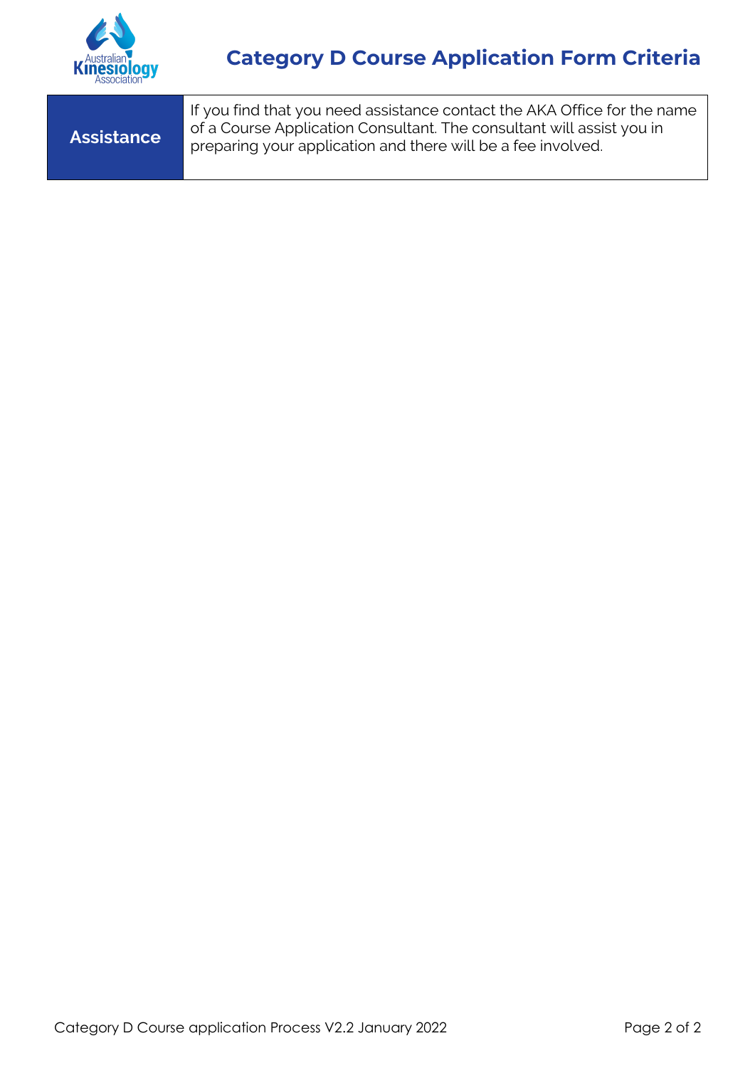# Category D Course Application Form Criteria

| | |
|---|---|
| **Assistance** | If you find that you need assistance contact the AKA Office for the name of a Course Application Consultant. The consultant will assist you in preparing your application and there will be a fee involved. |